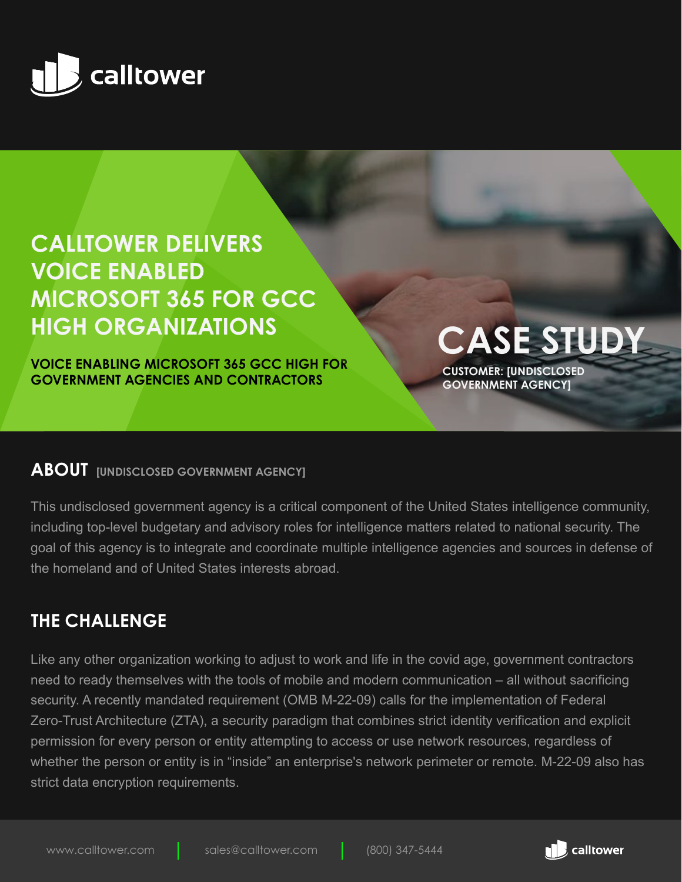calltower

# CALLTOWER DELIVERS VOICE ENABLED MICROSOFT 365 FOR GCC HIGH ORGANIZATIONS

**VOICE ENABLING MICROSOFT 365 GCC HIGH FOR GOVERNMENT AGENCIES AND CONTRACTORS**

# CASE STUDY

**CUSTOMER: [UNDISCLOSED GOVERNMENT AGENCY]**

## ABOUT [UNDISCLOSED GOVERNMENT AGENCY]

This undisclosed government agency is a critical component of the United States intelligence community, including top-level budgetary and advisory roles for intelligence matters related to national security. The goal of this agency is to integrate and coordinate multiple intelligence agencies and sources in defense of the homeland and of United States interests abroad.

## THE CHALLENGE

Like any other organization working to adjust to work and life in the covid age, government contractors need to ready themselves with the tools of mobile and modern communication – all without sacrificing security. A recently mandated requirement (OMB M-22-09) calls for the implementation of Federal Zero-Trust Architecture (ZTA), a security paradigm that combines strict identity verification and explicit permission for every person or entity attempting to access or use network resources, regardless of whether the person or entity is in "inside" an enterprise's network perimeter or remote. M-22-09 also has strict data encryption requirements.

www.calltower.com | sales@calltower.com | (800) 347-5444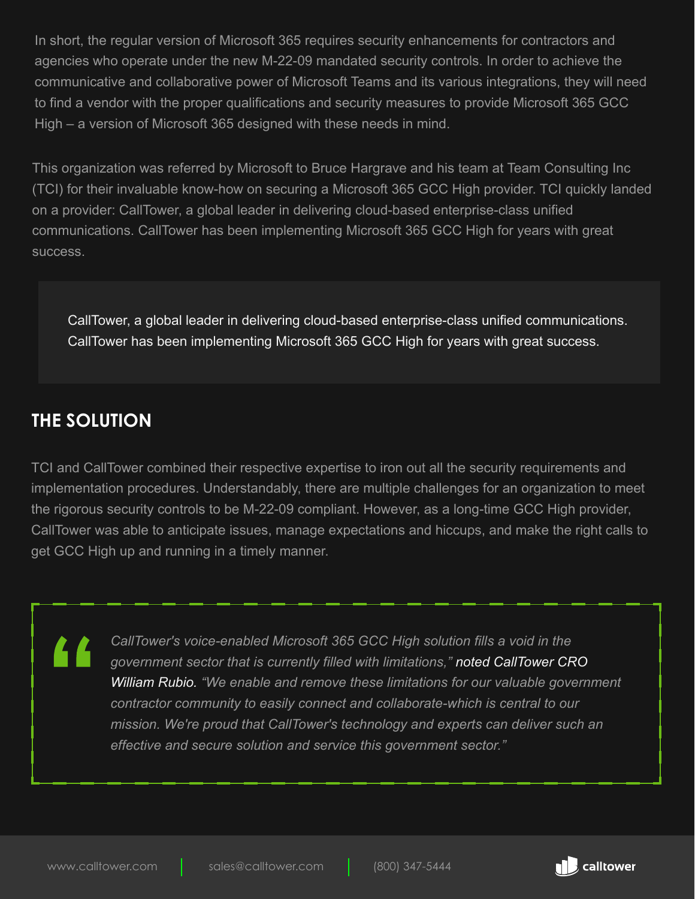In short, the regular version of Microsoft 365 requires security enhancements for contractors and agencies who operate under the new M-22-09 mandated security controls. In order to achieve the communicative and collaborative power of Microsoft Teams and its various integrations, they will need to find a vendor with the proper qualifications and security measures to provide Microsoft 365 GCC High – a version of Microsoft 365 designed with these needs in mind.

This organization was referred by Microsoft to Bruce Hargrave and his team at Team Consulting Inc (TCI) for their invaluable know-how on securing a Microsoft 365 GCC High provider. TCI quickly landed on a provider: CallTower, a global leader in delivering cloud-based enterprise-class unified communications. CallTower has been implementing Microsoft 365 GCC High for years with great success.

> CallTower, a global leader in delivering cloud-based enterprise-class unified communications. CallTower has been implementing Microsoft 365 GCC High for years with great success.

## THE SOLUTION

TCI and CallTower combined their respective expertise to iron out all the security requirements and implementation procedures. Understandably, there are multiple challenges for an organization to meet the rigorous security controls to be M-22-09 compliant. However, as a long-time GCC High provider, CallTower was able to anticipate issues, manage expectations and hiccups, and make the right calls to get GCC High up and running in a timely manner.

> *CallTower's voice-enabled Microsoft 365 GCC High solution fills a void in the government sector that is currently filled with limitations,"* noted CallTower CRO William Rubio. *"We enable and remove these limitations for our valuable government contractor community to easily connect and collaborate-which is central to our mission. We're proud that CallTower's technology and experts can deliver such an effective and secure solution and service this government sector."*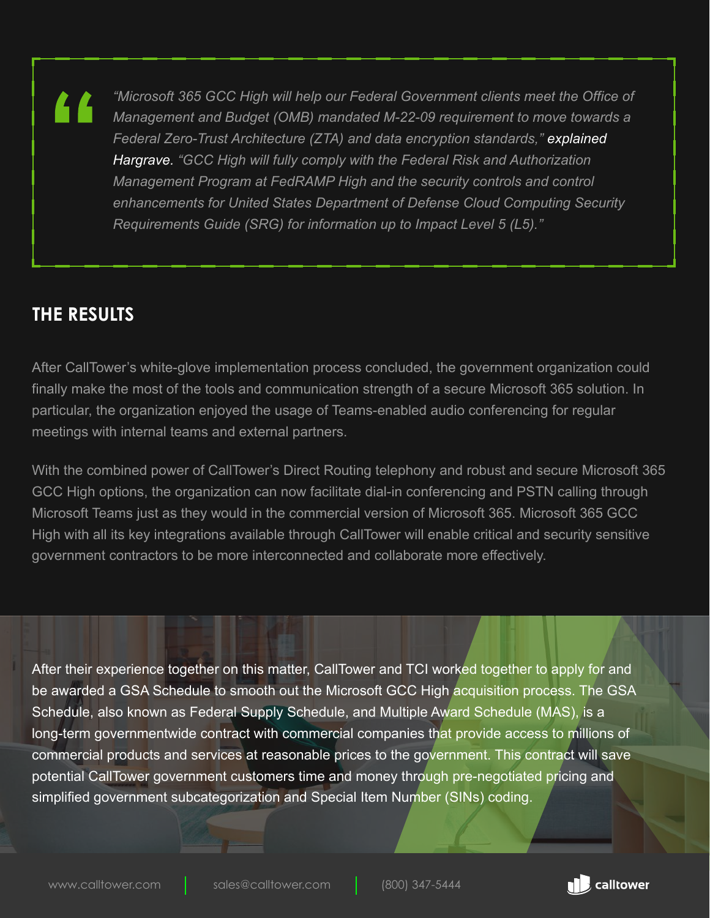> *“Microsoft 365 GCC High will help our Federal Government clients meet the Office of Management and Budget (OMB) mandated M-22-09 requirement to move towards a Federal Zero-Trust Architecture (ZTA) and data encryption standards,”* explained Hargrave. *“GCC High will fully comply with the Federal Risk and Authorization Management Program at FedRAMP High and the security controls and control enhancements for United States Department of Defense Cloud Computing Security Requirements Guide (SRG) for information up to Impact Level 5 (L5).”*

## THE RESULTS

After CallTower’s white-glove implementation process concluded, the government organization could finally make the most of the tools and communication strength of a secure Microsoft 365 solution. In particular, the organization enjoyed the usage of Teams-enabled audio conferencing for regular meetings with internal teams and external partners.

With the combined power of CallTower’s Direct Routing telephony and robust and secure Microsoft 365 GCC High options, the organization can now facilitate dial-in conferencing and PSTN calling through Microsoft Teams just as they would in the commercial version of Microsoft 365. Microsoft 365 GCC High with all its key integrations available through CallTower will enable critical and security sensitive government contractors to be more interconnected and collaborate more effectively.

After their experience together on this matter, CallTower and TCI worked together to apply for and be awarded a GSA Schedule to smooth out the Microsoft GCC High acquisition process. The GSA Schedule, also known as Federal Supply Schedule, and Multiple Award Schedule (MAS), is a long-term governmentwide contract with commercial companies that provide access to millions of commercial products and services at reasonable prices to the government. This contract will save potential CallTower government customers time and money through pre-negotiated pricing and simplified government subcategorization and Special Item Number (SINs) coding.

www.calltower.com | sales@calltower.com | (800) 347-5444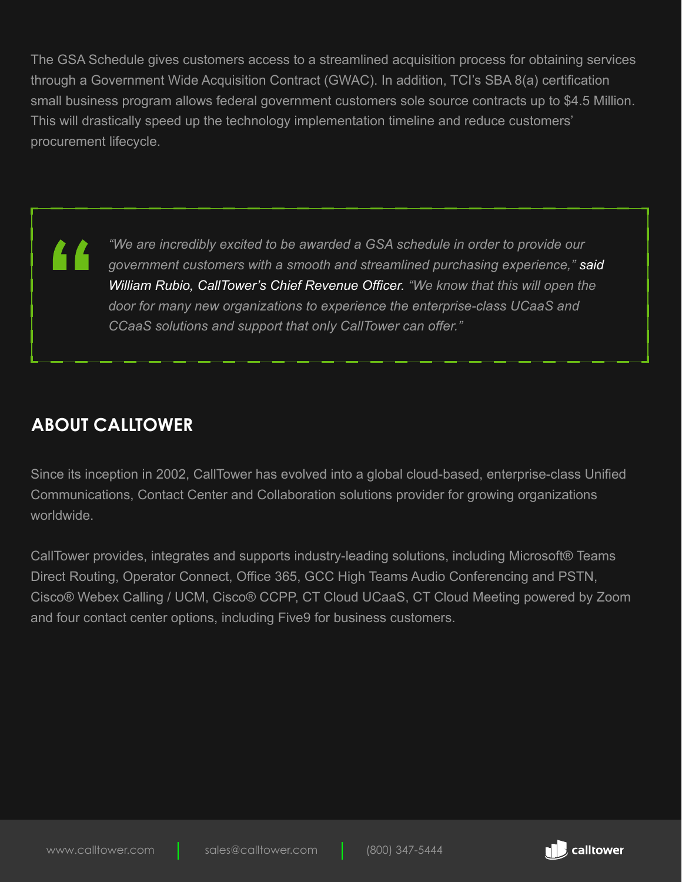The GSA Schedule gives customers access to a streamlined acquisition process for obtaining services through a Government Wide Acquisition Contract (GWAC). In addition, TCI's SBA 8(a) certification small business program allows federal government customers sole source contracts up to $4.5 Million. This will drastically speed up the technology implementation timeline and reduce customers' procurement lifecycle.

> *"We are incredibly excited to be awarded a GSA schedule in order to provide our government customers with a smooth and streamlined purchasing experience," said William Rubio, CallTower's Chief Revenue Officer. "We know that this will open the door for many new organizations to experience the enterprise-class UCaaS and CCaaS solutions and support that only CallTower can offer."*

## ABOUT CALLTOWER

Since its inception in 2002, CallTower has evolved into a global cloud-based, enterprise-class Unified Communications, Contact Center and Collaboration solutions provider for growing organizations worldwide.

CallTower provides, integrates and supports industry-leading solutions, including Microsoft® Teams Direct Routing, Operator Connect, Office 365, GCC High Teams Audio Conferencing and PSTN, Cisco® Webex Calling / UCM, Cisco® CCPP, CT Cloud UCaaS, CT Cloud Meeting powered by Zoom and four contact center options, including Five9 for business customers.

www.calltower.com | sales@calltower.com | (800) 347-5444